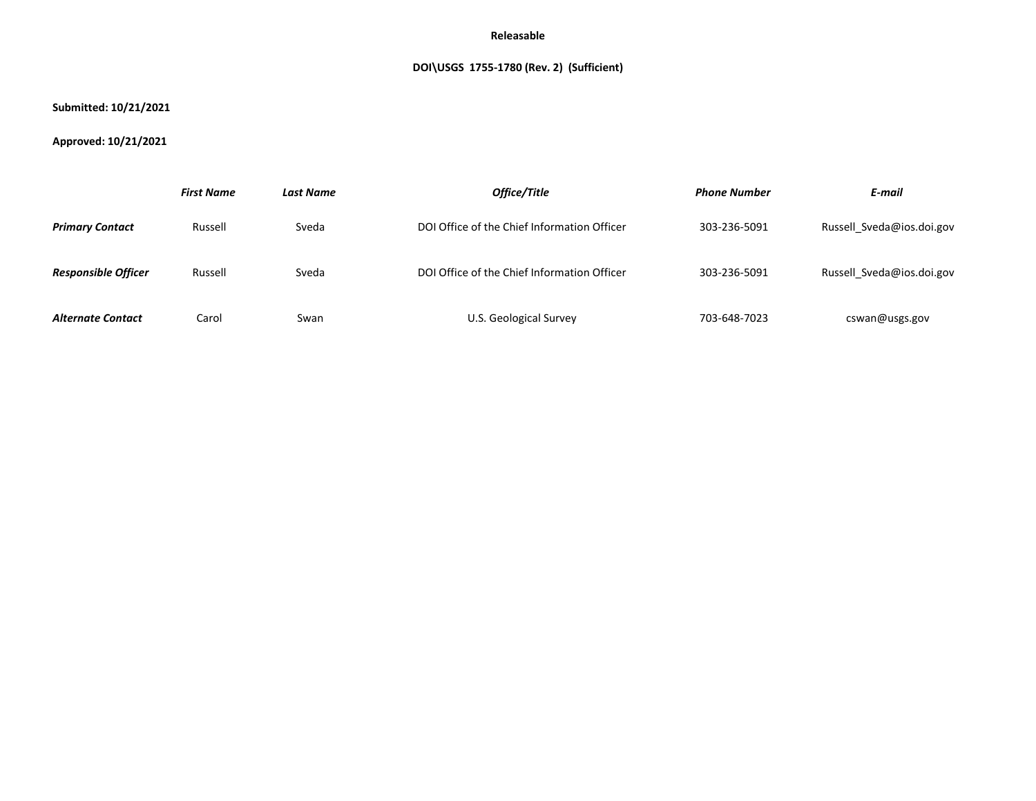**Releasable**

**DOI\USGS 1755-1780 (Rev. 2) (Sufficient)**

**Submitted: 10/21/2021**

**Approved: 10/21/2021**

| | *First Name* | *Last Name* | *Office/Title* | *Phone Number* | *E-mail* |
|---|---|---|---|---|---|
| ***Primary Contact*** | Russell | Sveda | DOI Office of the Chief Information Officer | 303-236-5091 | Russell_Sveda@ios.doi.gov |
| ***Responsible Officer*** | Russell | Sveda | DOI Office of the Chief Information Officer | 303-236-5091 | Russell_Sveda@ios.doi.gov |
| ***Alternate Contact*** | Carol | Swan | U.S. Geological Survey | 703-648-7023 | cswan@usgs.gov |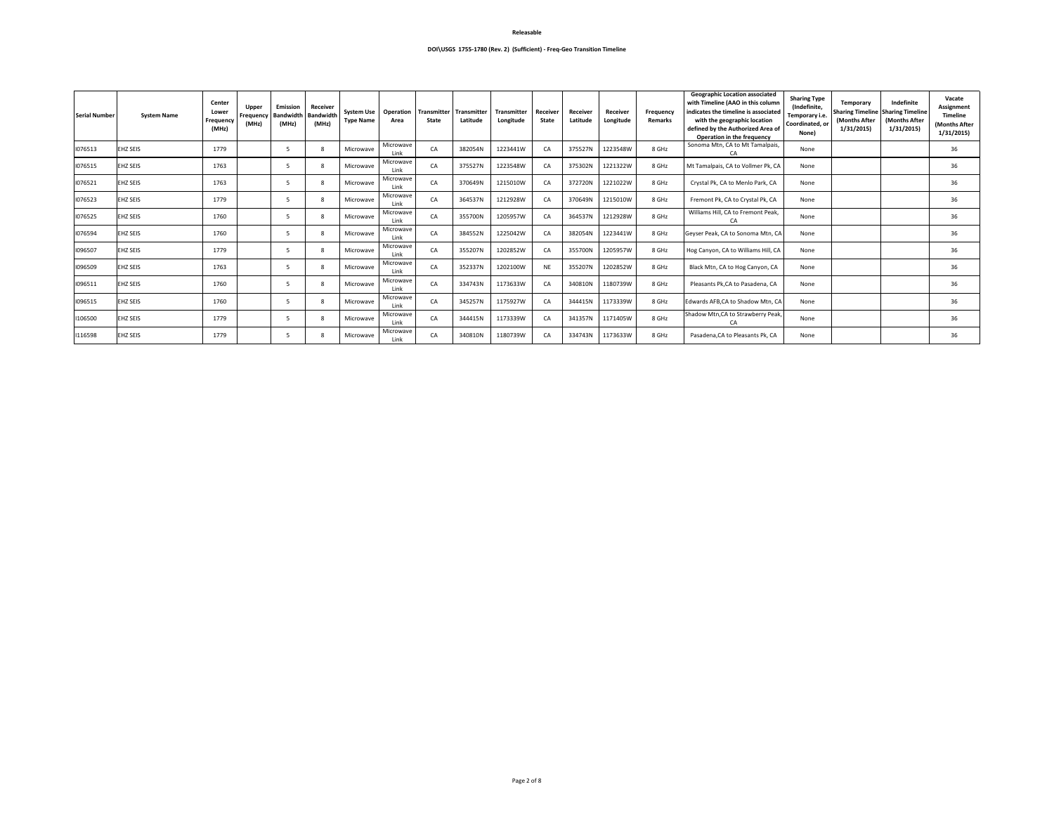**Releasable**

**DOI\USGS 1755-1780 (Rev. 2) (Sufficient) - Freq-Geo Transition Timeline**

| Serial Number | System Name | Center Lower Frequency (MHz) | Upper Frequency (MHz) | Emission Bandwidth (MHz) | Receiver Bandwidth (MHz) | System Use Type Name | Operation Area | Transmitter State | Transmitter Latitude | Transmitter Longitude | Receiver State | Receiver Latitude | Receiver Longitude | Frequency Remarks | Geographic Location associated with Timeline (AAO in this column indicates the timeline is associated with the geographic location defined by the Authorized Area of Operation in the frequency | Sharing Type (Indefinite, Temporary i.e. Coordinated, or None) | Temporary Sharing Timeline (Months After 1/31/2015) | Indefinite Sharing Timeline (Months After 1/31/2015) | Vacate Assignment Timeline (Months After 1/31/2015) |
|---|---|---|---|---|---|---|---|---|---|---|---|---|---|---|---|---|---|---|---|
| I076513 | EHZ SEIS | 1779 | | 5 | 8 | Microwave | Microwave Link | CA | 382054N | 1223441W | CA | 375527N | 1223548W | 8 GHz | Sonoma Mtn, CA to Mt Tamalpais, CA | None | | | 36 |
| I076515 | EHZ SEIS | 1763 | | 5 | 8 | Microwave | Microwave Link | CA | 375527N | 1223548W | CA | 375302N | 1221322W | 8 GHz | Mt Tamalpais, CA to Vollmer Pk, CA | None | | | 36 |
| I076521 | EHZ SEIS | 1763 | | 5 | 8 | Microwave | Microwave Link | CA | 370649N | 1215010W | CA | 372720N | 1221022W | 8 GHz | Crystal Pk, CA to Menlo Park, CA | None | | | 36 |
| I076523 | EHZ SEIS | 1779 | | 5 | 8 | Microwave | Microwave Link | CA | 364537N | 1212928W | CA | 370649N | 1215010W | 8 GHz | Fremont Pk, CA to Crystal Pk, CA | None | | | 36 |
| I076525 | EHZ SEIS | 1760 | | 5 | 8 | Microwave | Microwave Link | CA | 355700N | 1205957W | CA | 364537N | 1212928W | 8 GHz | Williams Hill, CA to Fremont Peak, CA | None | | | 36 |
| I076594 | EHZ SEIS | 1760 | | 5 | 8 | Microwave | Microwave Link | CA | 384552N | 1225042W | CA | 382054N | 1223441W | 8 GHz | Geyser Peak, CA to Sonoma Mtn, CA | None | | | 36 |
| I096507 | EHZ SEIS | 1779 | | 5 | 8 | Microwave | Microwave Link | CA | 355207N | 1202852W | CA | 355700N | 1205957W | 8 GHz | Hog Canyon, CA to Williams Hill, CA | None | | | 36 |
| I096509 | EHZ SEIS | 1763 | | 5 | 8 | Microwave | Microwave Link | CA | 352337N | 1202100W | NE | 355207N | 1202852W | 8 GHz | Black Mtn, CA to Hog Canyon, CA | None | | | 36 |
| I096511 | EHZ SEIS | 1760 | | 5 | 8 | Microwave | Microwave Link | CA | 334743N | 1173633W | CA | 340810N | 1180739W | 8 GHz | Pleasants Pk,CA to Pasadena, CA | None | | | 36 |
| I096515 | EHZ SEIS | 1760 | | 5 | 8 | Microwave | Microwave Link | CA | 345257N | 1175927W | CA | 344415N | 1173339W | 8 GHz | Edwards AFB,CA to Shadow Mtn, CA | None | | | 36 |
| I106500 | EHZ SEIS | 1779 | | 5 | 8 | Microwave | Microwave Link | CA | 344415N | 1173339W | CA | 341357N | 1171405W | 8 GHz | Shadow Mtn,CA to Strawberry Peak, CA | None | | | 36 |
| I116598 | EHZ SEIS | 1779 | | 5 | 8 | Microwave | Microwave Link | CA | 340810N | 1180739W | CA | 334743N | 1173633W | 8 GHz | Pasadena,CA to Pleasants Pk, CA | None | | | 36 |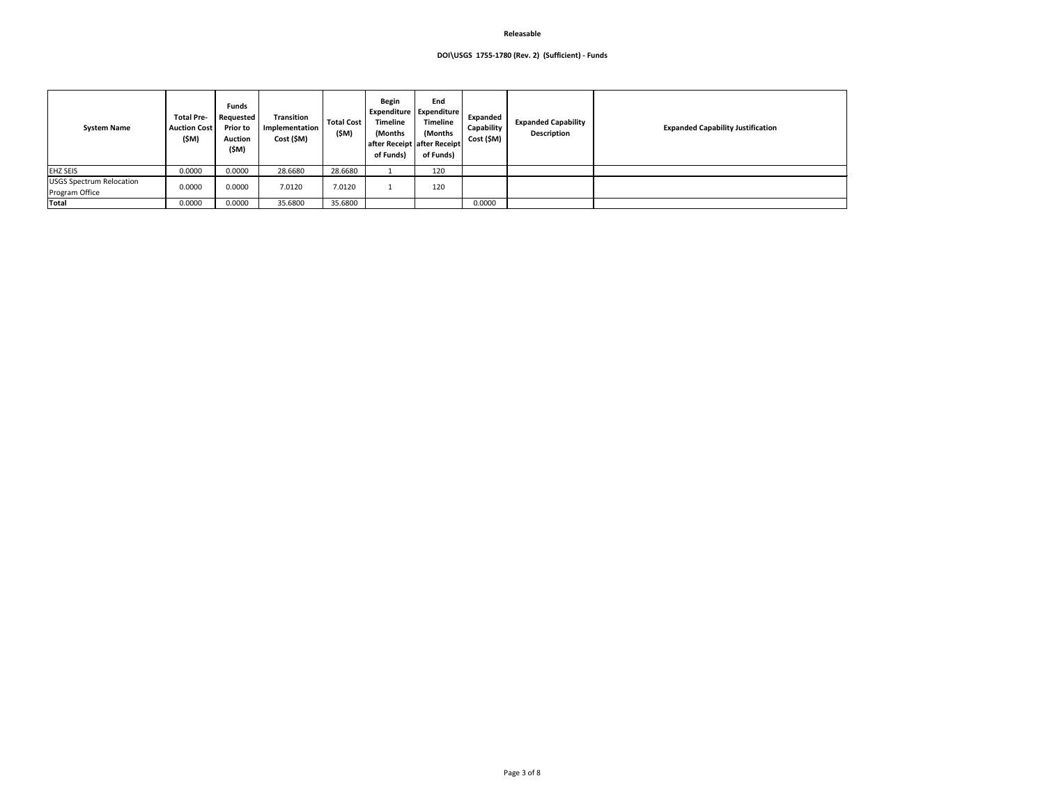**Releasable**

**DOI\USGS 1755-1780 (Rev. 2) (Sufficient) - Funds**

| System Name | Total Pre-Auction Cost ($M) | Funds Requested Prior to Auction ($M) | Transition Implementation Cost ($M) | Total Cost ($M) | Begin Expenditure Timeline (Months after Receipt of Funds) | End Expenditure Timeline (Months after Receipt of Funds) | Expanded Capability Cost ($M) | Expanded Capability Description | Expanded Capability Justification |
|---|---|---|---|---|---|---|---|---|---|
| EHZ SEIS | 0.0000 | 0.0000 | 28.6680 | 28.6680 | 1 | 120 | | | |
| USGS Spectrum Relocation Program Office | 0.0000 | 0.0000 | 7.0120 | 7.0120 | 1 | 120 | | | |
| **Total** | 0.0000 | 0.0000 | 35.6800 | 35.6800 | | | 0.0000 | | |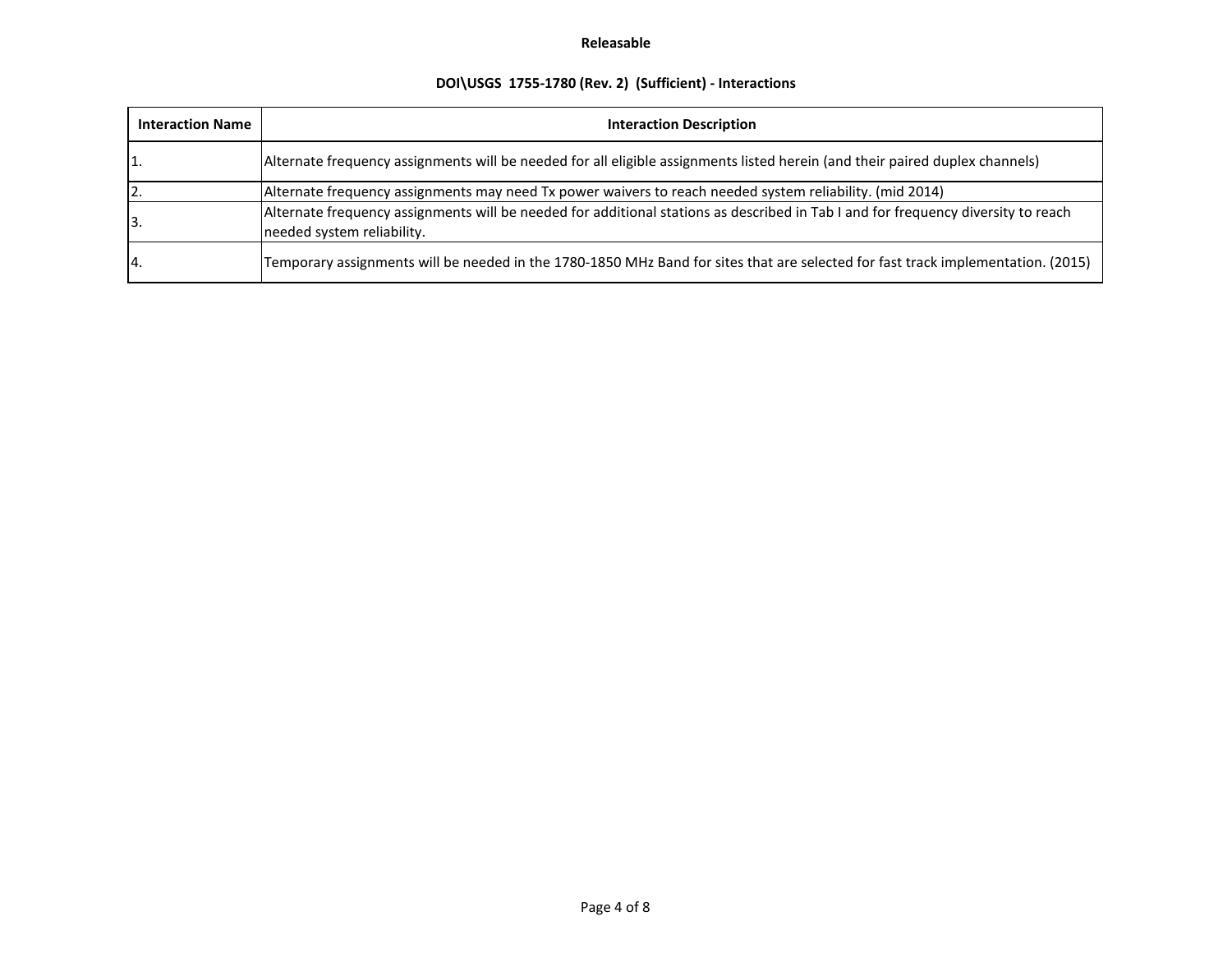**Releasable**

**DOI\USGS 1755-1780 (Rev. 2) (Sufficient) - Interactions**

| Interaction Name | Interaction Description |
| --- | --- |
| 1. | Alternate frequency assignments will be needed for all eligible assignments listed herein (and their paired duplex channels) |
| 2. | Alternate frequency assignments may need Tx power waivers to reach needed system reliability. (mid 2014) |
| 3. | Alternate frequency assignments will be needed for additional stations as described in Tab I and for frequency diversity to reach needed system reliability. |
| 4. | Temporary assignments will be needed in the 1780-1850 MHz Band for sites that are selected for fast track implementation. (2015) |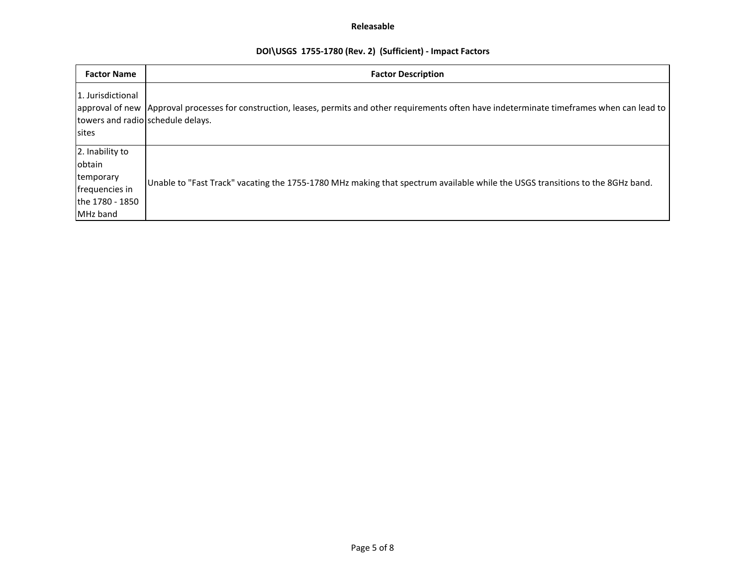**Releasable**

**DOI\USGS 1755-1780 (Rev. 2) (Sufficient) - Impact Factors**

| Factor Name | Factor Description |
| --- | --- |
| 1. Jurisdictional approval of new towers and radio sites | Approval processes for construction, leases, permits and other requirements often have indeterminate timeframes when can lead to schedule delays. |
| 2. Inability to obtain temporary frequencies in the 1780 - 1850 MHz band | Unable to "Fast Track" vacating the 1755-1780 MHz making that spectrum available while the USGS transitions to the 8GHz band. |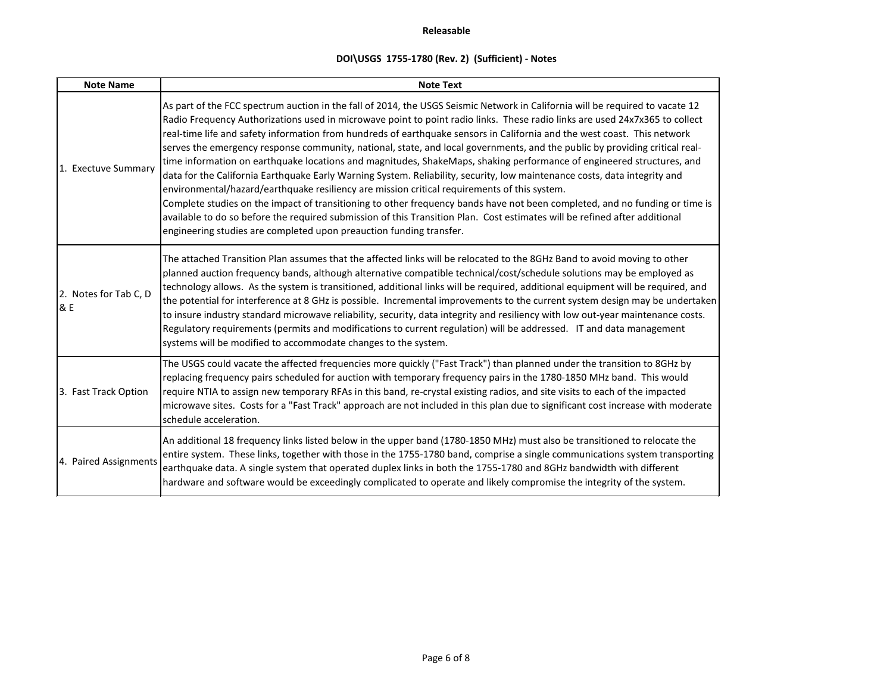**Releasable**

**DOI\USGS 1755-1780 (Rev. 2) (Sufficient) - Notes**

| Note Name | Note Text |
|---|---|
| 1. Exectuve Summary | As part of the FCC spectrum auction in the fall of 2014, the USGS Seismic Network in California will be required to vacate 12 Radio Frequency Authorizations used in microwave point to point radio links. These radio links are used 24x7x365 to collect real-time life and safety information from hundreds of earthquake sensors in California and the west coast. This network serves the emergency response community, national, state, and local governments, and the public by providing critical real-time information on earthquake locations and magnitudes, ShakeMaps, shaking performance of engineered structures, and data for the California Earthquake Early Warning System. Reliability, security, low maintenance costs, data integrity and environmental/hazard/earthquake resiliency are mission critical requirements of this system.<br>Complete studies on the impact of transitioning to other frequency bands have not been completed, and no funding or time is available to do so before the required submission of this Transition Plan. Cost estimates will be refined after additional engineering studies are completed upon preauction funding transfer. |
| 2. Notes for Tab C, D & E | The attached Transition Plan assumes that the affected links will be relocated to the 8GHz Band to avoid moving to other planned auction frequency bands, although alternative compatible technical/cost/schedule solutions may be employed as technology allows. As the system is transitioned, additional links will be required, additional equipment will be required, and the potential for interference at 8 GHz is possible. Incremental improvements to the current system design may be undertaken to insure industry standard microwave reliability, security, data integrity and resiliency with low out-year maintenance costs. Regulatory requirements (permits and modifications to current regulation) will be addressed. IT and data management systems will be modified to accommodate changes to the system. |
| 3. Fast Track Option | The USGS could vacate the affected frequencies more quickly ("Fast Track") than planned under the transition to 8GHz by replacing frequency pairs scheduled for auction with temporary frequency pairs in the 1780-1850 MHz band. This would require NTIA to assign new temporary RFAs in this band, re-crystal existing radios, and site visits to each of the impacted microwave sites. Costs for a "Fast Track" approach are not included in this plan due to significant cost increase with moderate schedule acceleration. |
| 4. Paired Assignments | An additional 18 frequency links listed below in the upper band (1780-1850 MHz) must also be transitioned to relocate the entire system. These links, together with those in the 1755-1780 band, comprise a single communications system transporting earthquake data. A single system that operated duplex links in both the 1755-1780 and 8GHz bandwidth with different hardware and software would be exceedingly complicated to operate and likely compromise the integrity of the system. |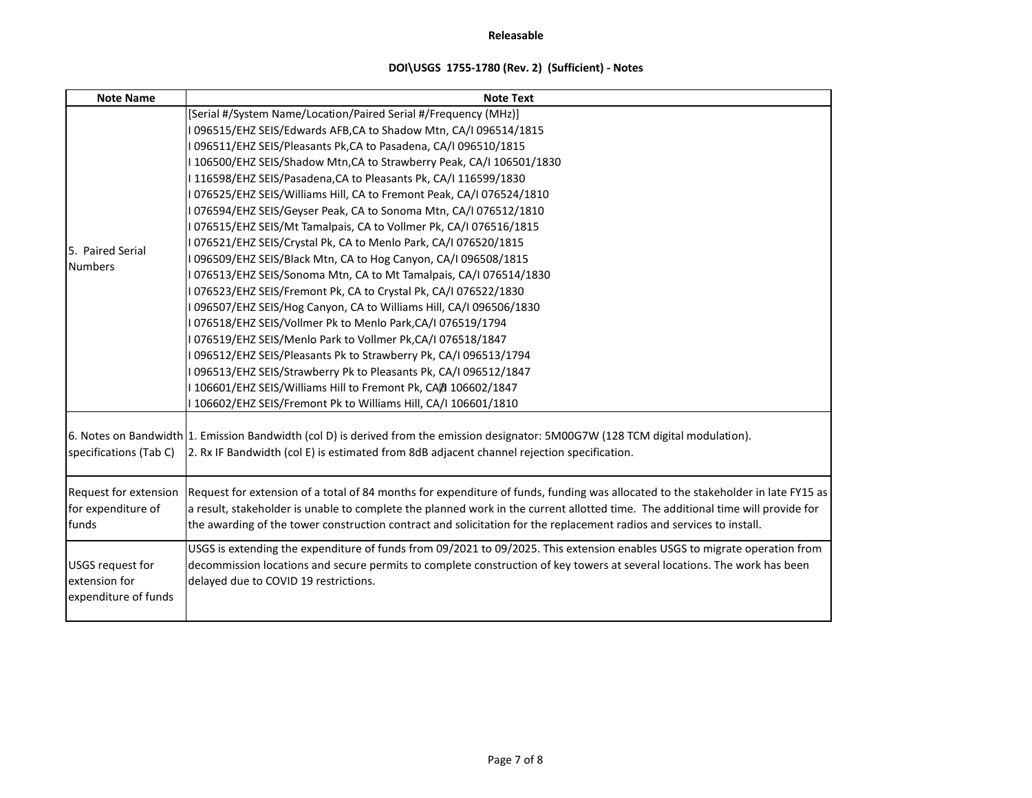**Releasable**

**DOI\USGS 1755-1780 (Rev. 2) (Sufficient) - Notes**

| Note Name | Note Text |
|---|---|
| 5. Paired Serial Numbers | [Serial #/System Name/Location/Paired Serial #/Frequency (MHz)]<br>I 096515/EHZ SEIS/Edwards AFB,CA to Shadow Mtn, CA/I 096514/1815<br>I 096511/EHZ SEIS/Pleasants Pk,CA to Pasadena, CA/I 096510/1815<br>I 106500/EHZ SEIS/Shadow Mtn,CA to Strawberry Peak, CA/I 106501/1830<br>I 116598/EHZ SEIS/Pasadena,CA to Pleasants Pk, CA/I 116599/1830<br>I 076525/EHZ SEIS/Williams Hill, CA to Fremont Peak, CA/I 076524/1810<br>I 076594/EHZ SEIS/Geyser Peak, CA to Sonoma Mtn, CA/I 076512/1810<br>I 076515/EHZ SEIS/Mt Tamalpais, CA to Vollmer Pk, CA/I 076516/1815<br>I 076521/EHZ SEIS/Crystal Pk, CA to Menlo Park, CA/I 076520/1815<br>I 096509/EHZ SEIS/Black Mtn, CA to Hog Canyon, CA/I 096508/1815<br>I 076513/EHZ SEIS/Sonoma Mtn, CA to Mt Tamalpais, CA/I 076514/1830<br>I 076523/EHZ SEIS/Fremont Pk, CA to Crystal Pk, CA/I 076522/1830<br>I 096507/EHZ SEIS/Hog Canyon, CA to Williams Hill, CA/I 096506/1830<br>I 076518/EHZ SEIS/Vollmer Pk to Menlo Park,CA/I 076519/1794<br>I 076519/EHZ SEIS/Menlo Park to Vollmer Pk,CA/I 076518/1847<br>I 096512/EHZ SEIS/Pleasants Pk to Strawberry Pk, CA/I 096513/1794<br>I 096513/EHZ SEIS/Strawberry Pk to Pleasants Pk, CA/I 096512/1847<br>I 106601/EHZ SEIS/Williams Hill to Fremont Pk, CA/I 106602/1847<br>I 106602/EHZ SEIS/Fremont Pk to Williams Hill, CA/I 106601/1810 |
| 6. Notes on Bandwidth specifications (Tab C) | 1. Emission Bandwidth (col D) is derived from the emission designator: 5M00G7W (128 TCM digital modulation).<br>2. Rx IF Bandwidth (col E) is estimated from 8dB adjacent channel rejection specification. |
| Request for extension for expenditure of funds | Request for extension of a total of 84 months for expenditure of funds, funding was allocated to the stakeholder in late FY15 as a result, stakeholder is unable to complete the planned work in the current allotted time. The additional time will provide for the awarding of the tower construction contract and solicitation for the replacement radios and services to install. |
| USGS request for extension for expenditure of funds | USGS is extending the expenditure of funds from 09/2021 to 09/2025. This extension enables USGS to migrate operation from decommission locations and secure permits to complete construction of key towers at several locations. The work has been delayed due to COVID 19 restrictions. |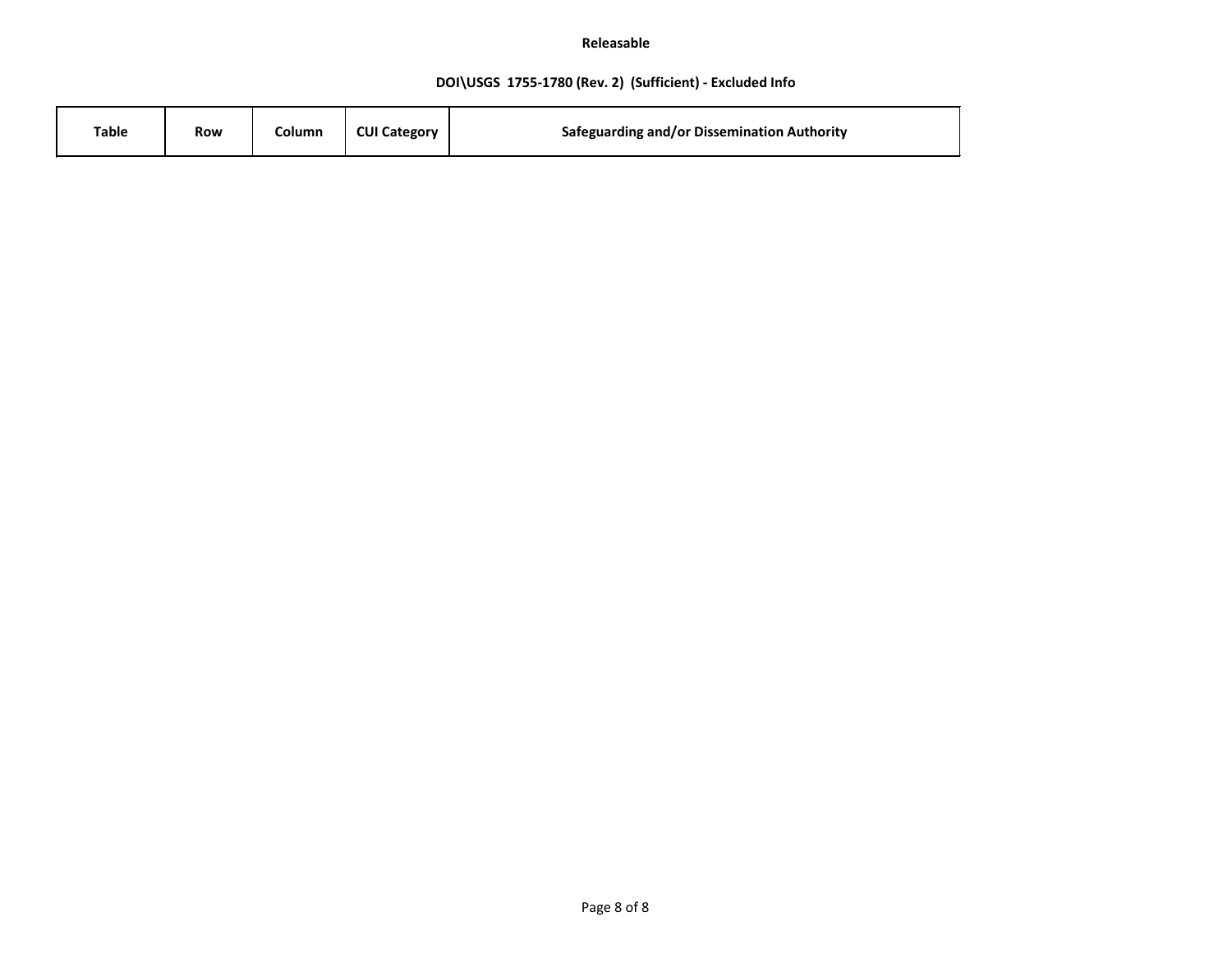**Releasable**

**DOI\USGS 1755-1780 (Rev. 2) (Sufficient) - Excluded Info**

| Table | Row | Column | CUI Category | Safeguarding and/or Dissemination Authority |
|---|---|---|---|---|